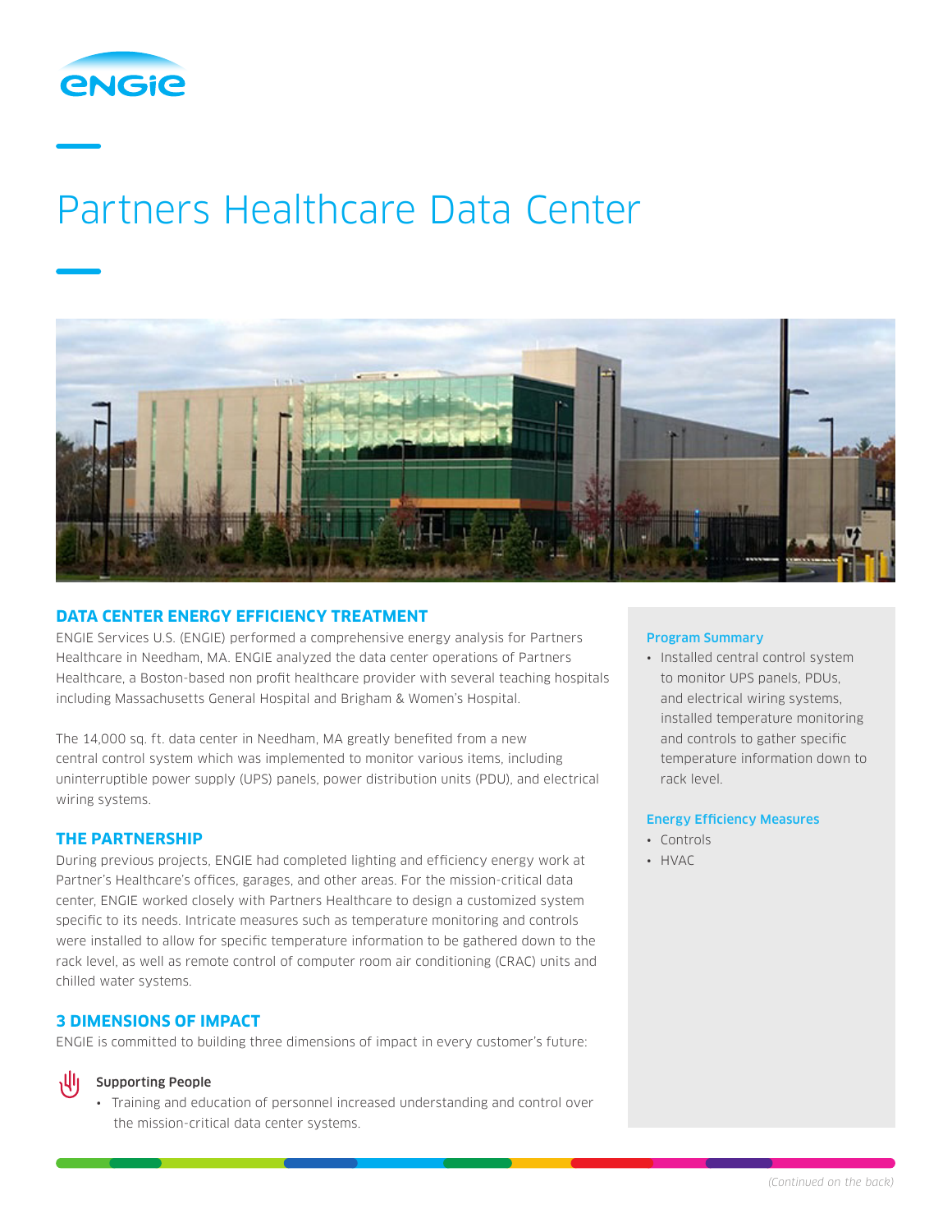# Partners Healthcare Data Center

## DATA CENTER ENERGY EFFICIENCY TREATMENT

ENGIE Services U.S. (ENGIE) performed a comprehensive energy analysis for Partners Healthcare in Needham, MA. ENGIE analyzed the data center operations of Partners Healthcare, a Boston-based non profit healthcare provider with several teaching hospitals including Massachusetts General Hospital and Brigham & Women's Hospital.

The 14,000 sq. ft. data center in Needham, MA greatly benefited from a new central control system which was implemented to monitor various items, including uninterruptible power supply (UPS) panels, power distribution units (PDU), and electrical wiring systems.

## THE PARTNERSHIP

During previous projects, ENGIE had completed lighting and efficiency energy work at Partner's Healthcare's offices, garages, and other areas. For the mission-critical data center, ENGIE worked closely with Partners Healthcare to design a customized system specific to its needs. Intricate measures such as temperature monitoring and controls were installed to allow for specific temperature information to be gathered down to the rack level, as well as remote control of computer room air conditioning (CRAC) units and chilled water systems.

## 3 DIMENSIONS OF IMPACT

ENGIE is committed to building three dimensions of impact in every customer's future:

### Supporting People

- Training and education of personnel increased understanding and control over the mission-critical data center systems.

### Program Summary

- Installed central control system to monitor UPS panels, PDUs, and electrical wiring systems, installed temperature monitoring and controls to gather specific temperature information down to rack level.

### Energy Efficiency Measures

- Controls
- HVAC

*(Continued on the back)*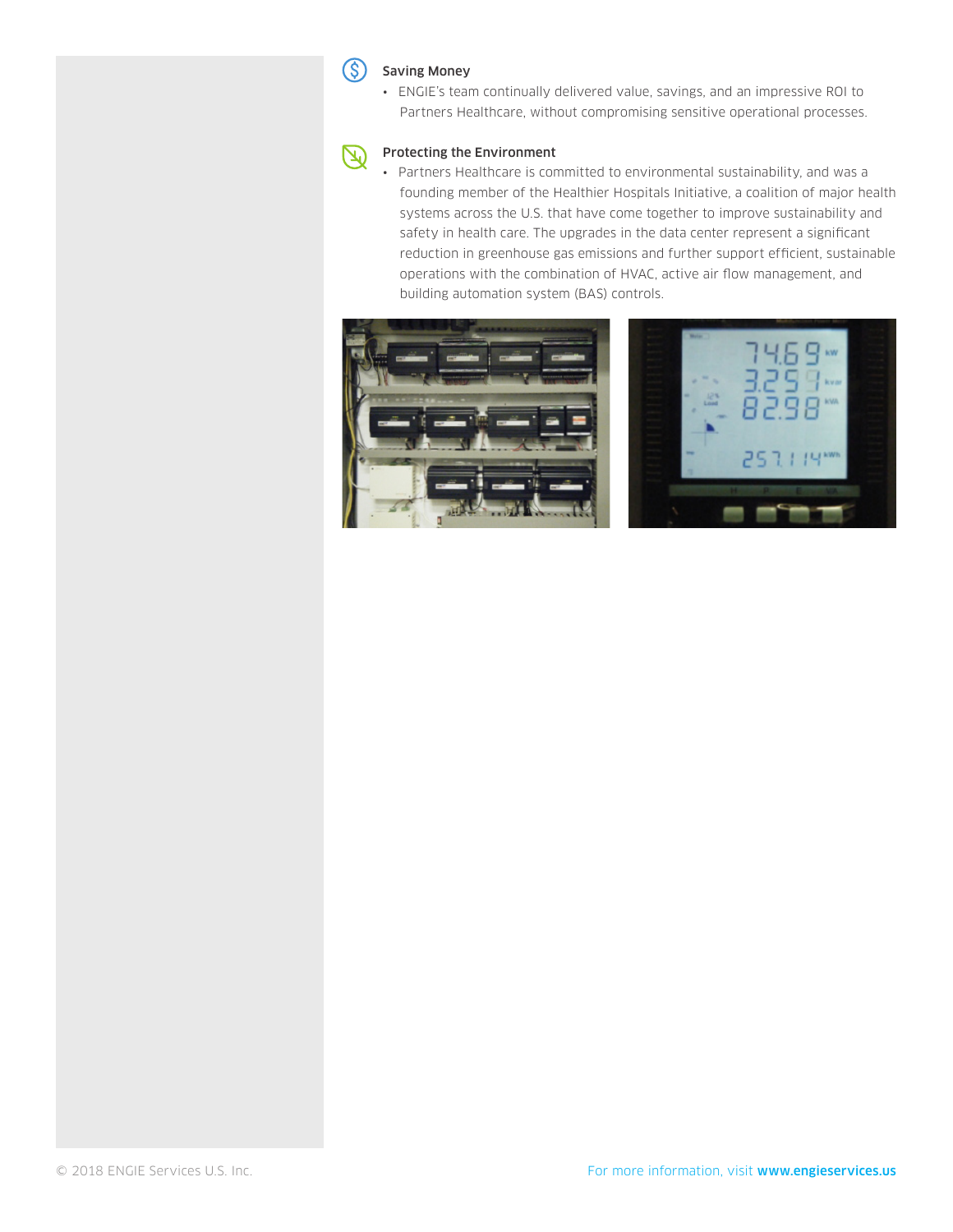### Saving Money

- ENGIE's team continually delivered value, savings, and an impressive ROI to Partners Healthcare, without compromising sensitive operational processes.

### Protecting the Environment

- Partners Healthcare is committed to environmental sustainability, and was a founding member of the Healthier Hospitals Initiative, a coalition of major health systems across the U.S. that have come together to improve sustainability and safety in health care. The upgrades in the data center represent a significant reduction in greenhouse gas emissions and further support efficient, sustainable operations with the combination of HVAC, active air flow management, and building automation system (BAS) controls.

© 2018 ENGIE Services U.S. Inc.

For more information, visit **www.engieservices.us**